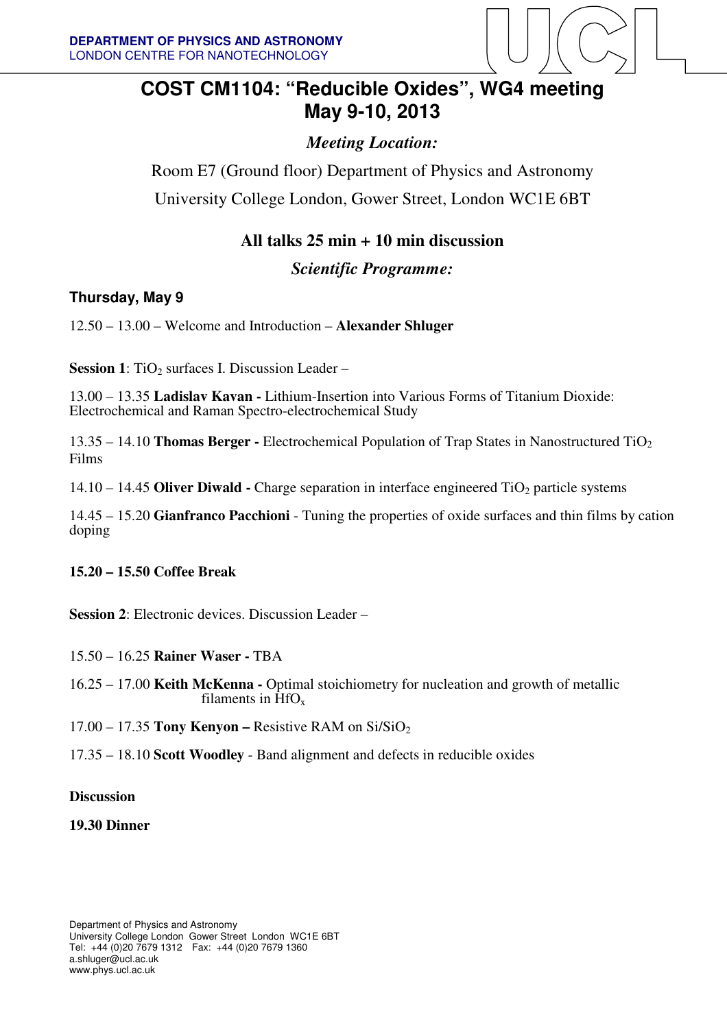**DEPARTMENT OF PHYSICS AND ASTRONOMY**
LONDON CENTRE FOR NANOTECHNOLOGY

# COST CM1104: "Reducible Oxides", WG4 meeting
# May 9-10, 2013

*Meeting Location:*

Room E7 (Ground floor) Department of Physics and Astronomy

University College London, Gower Street, London WC1E 6BT

**All talks 25 min + 10 min discussion**

*Scientific Programme:*

### Thursday, May 9

12.50 – 13.00 – Welcome and Introduction – **Alexander Shluger**

**Session 1**: $TiO_2$ surfaces I. Discussion Leader –

13.00 – 13.35 **Ladislav Kavan -** Lithium-Insertion into Various Forms of Titanium Dioxide: Electrochemical and Raman Spectro-electrochemical Study

13.35 – 14.10 **Thomas Berger -** Electrochemical Population of Trap States in Nanostructured $TiO_2$ Films

14.10 – 14.45 **Oliver Diwald -** Charge separation in interface engineered $TiO_2$ particle systems

14.45 – 15.20 **Gianfranco Pacchioni** - Tuning the properties of oxide surfaces and thin films by cation doping

**15.20 – 15.50 Coffee Break**

**Session 2**: Electronic devices. Discussion Leader –

15.50 – 16.25 **Rainer Waser -** TBA

16.25 – 17.00 **Keith McKenna -** Optimal stoichiometry for nucleation and growth of metallic filaments in $HfO_x$

17.00 – 17.35 **Tony Kenyon –** Resistive RAM on $Si/SiO_2$

17.35 – 18.10 **Scott Woodley** - Band alignment and defects in reducible oxides

**Discussion**

**19.30 Dinner**

Department of Physics and Astronomy
University College London Gower Street London WC1E 6BT
Tel: +44 (0)20 7679 1312 Fax: +44 (0)20 7679 1360
a.shluger@ucl.ac.uk
www.phys.ucl.ac.uk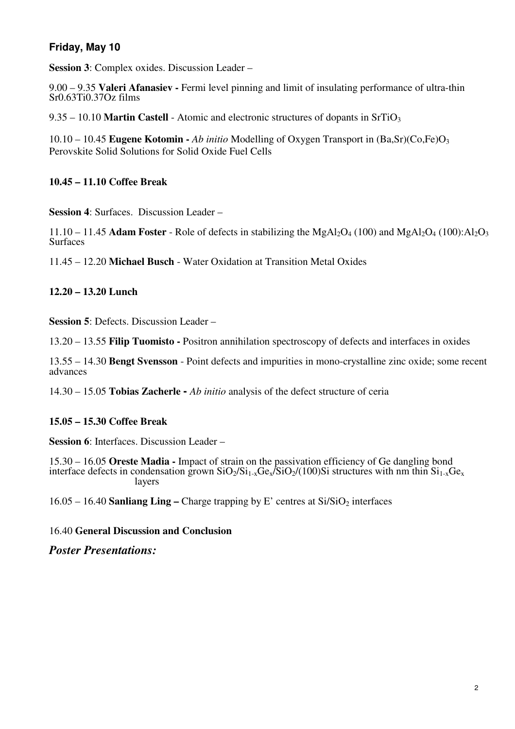### Friday, May 10

**Session 3**: Complex oxides. Discussion Leader –

9.00 – 9.35 **Valeri Afanasiev -** Fermi level pinning and limit of insulating performance of ultra-thin Sr0.63Ti0.37Oz films

9.35 – 10.10 **Martin Castell** - Atomic and electronic structures of dopants in $SrTiO_3$

10.10 – 10.45 **Eugene Kotomin -** *Ab initio* Modelling of Oxygen Transport in $(Ba,Sr)(Co,Fe)O_3$ Perovskite Solid Solutions for Solid Oxide Fuel Cells

**10.45 – 11.10 Coffee Break**

**Session 4**: Surfaces. Discussion Leader –

11.10 – 11.45 **Adam Foster** - Role of defects in stabilizing the $MgAl_2O_4$ (100) and $MgAl_2O_4$ (100):$Al_2O_3$ Surfaces

11.45 – 12.20 **Michael Busch** - Water Oxidation at Transition Metal Oxides

**12.20 – 13.20 Lunch**

**Session 5**: Defects. Discussion Leader –

13.20 – 13.55 **Filip Tuomisto -** Positron annihilation spectroscopy of defects and interfaces in oxides

13.55 – 14.30 **Bengt Svensson** - Point defects and impurities in mono-crystalline zinc oxide; some recent advances

14.30 – 15.05 **Tobias Zacherle -** *Ab initio* analysis of the defect structure of ceria

**15.05 – 15.30 Coffee Break**

**Session 6**: Interfaces. Discussion Leader –

15.30 – 16.05 **Oreste Madia -** Impact of strain on the passivation efficiency of Ge dangling bond interface defects in condensation grown $SiO_2/Si_{1-x}Ge_x/SiO_2/(100)Si$ structures with nm thin $Si_{1-x}Ge_x$ layers

16.05 – 16.40 **Sanliang Ling –** Charge trapping by E' centres at $Si/SiO_2$ interfaces

16.40 **General Discussion and Conclusion**

***Poster Presentations:***